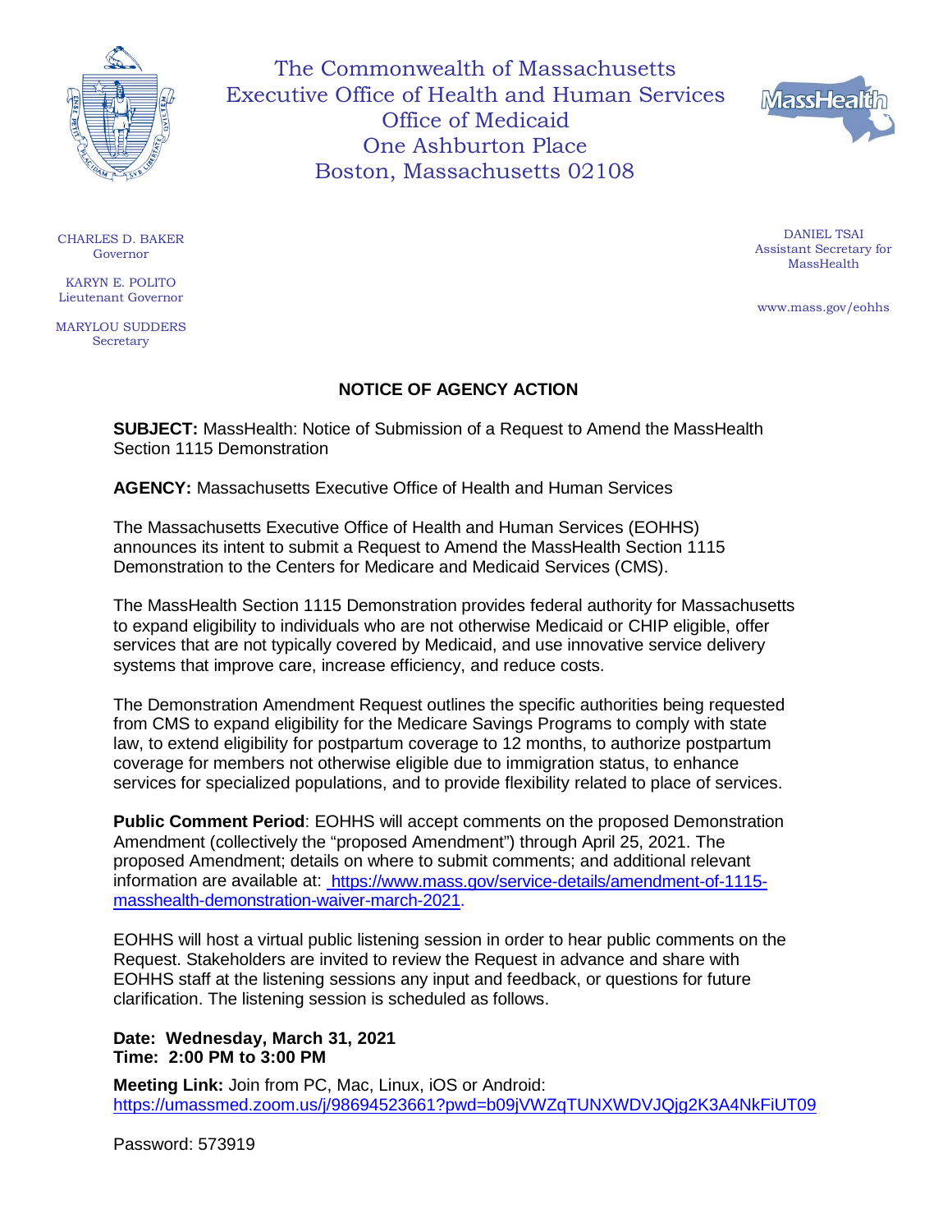The Commonwealth of Massachusetts
Executive Office of Health and Human Services
Office of Medicaid
One Ashburton Place
Boston, Massachusetts 02108

CHARLES D. BAKER
Governor

KARYN E. POLITO
Lieutenant Governor

MARYLOU SUDDERS
Secretary

DANIEL TSAI
Assistant Secretary for MassHealth

www.mass.gov/eohhs

## NOTICE OF AGENCY ACTION

**SUBJECT:** MassHealth: Notice of Submission of a Request to Amend the MassHealth Section 1115 Demonstration

**AGENCY:** Massachusetts Executive Office of Health and Human Services

The Massachusetts Executive Office of Health and Human Services (EOHHS) announces its intent to submit a Request to Amend the MassHealth Section 1115 Demonstration to the Centers for Medicare and Medicaid Services (CMS).

The MassHealth Section 1115 Demonstration provides federal authority for Massachusetts to expand eligibility to individuals who are not otherwise Medicaid or CHIP eligible, offer services that are not typically covered by Medicaid, and use innovative service delivery systems that improve care, increase efficiency, and reduce costs.

The Demonstration Amendment Request outlines the specific authorities being requested from CMS to expand eligibility for the Medicare Savings Programs to comply with state law, to extend eligibility for postpartum coverage to 12 months, to authorize postpartum coverage for members not otherwise eligible due to immigration status, to enhance services for specialized populations, and to provide flexibility related to place of services.

**Public Comment Period**: EOHHS will accept comments on the proposed Demonstration Amendment (collectively the "proposed Amendment") through April 25, 2021. The proposed Amendment; details on where to submit comments; and additional relevant information are available at: https://www.mass.gov/service-details/amendment-of-1115-masshealth-demonstration-waiver-march-2021.

EOHHS will host a virtual public listening session in order to hear public comments on the Request. Stakeholders are invited to review the Request in advance and share with EOHHS staff at the listening sessions any input and feedback, or questions for future clarification. The listening session is scheduled as follows.

**Date: Wednesday, March 31, 2021**
**Time: 2:00 PM to 3:00 PM**

**Meeting Link:** Join from PC, Mac, Linux, iOS or Android:
https://umassmed.zoom.us/j/98694523661?pwd=b09jVWZqTUNXWDVJQjg2K3A4NkFiUT09

Password: 573919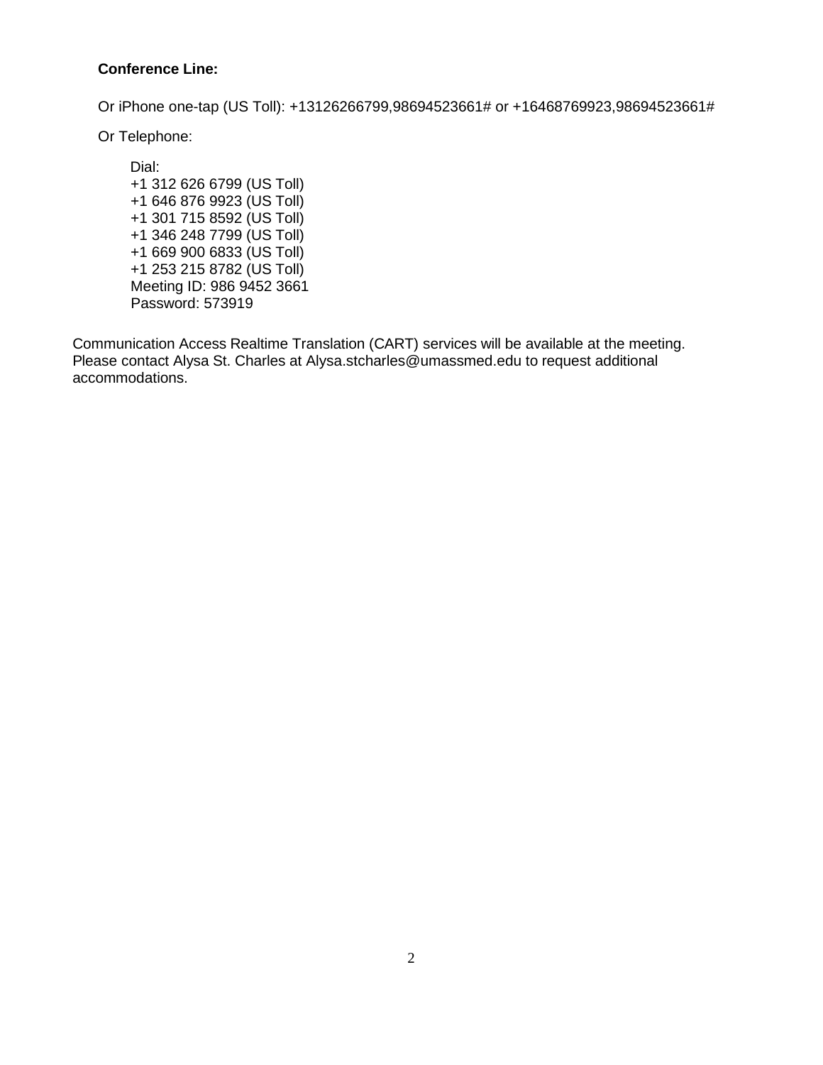**Conference Line:**

Or iPhone one-tap (US Toll): +13126266799,98694523661# or +16468769923,98694523661#

Or Telephone:

Dial:
+1 312 626 6799 (US Toll)
+1 646 876 9923 (US Toll)
+1 301 715 8592 (US Toll)
+1 346 248 7799 (US Toll)
+1 669 900 6833 (US Toll)
+1 253 215 8782 (US Toll)
Meeting ID: 986 9452 3661
Password: 573919

Communication Access Realtime Translation (CART) services will be available at the meeting. Please contact Alysa St. Charles at Alysa.stcharles@umassmed.edu to request additional accommodations.